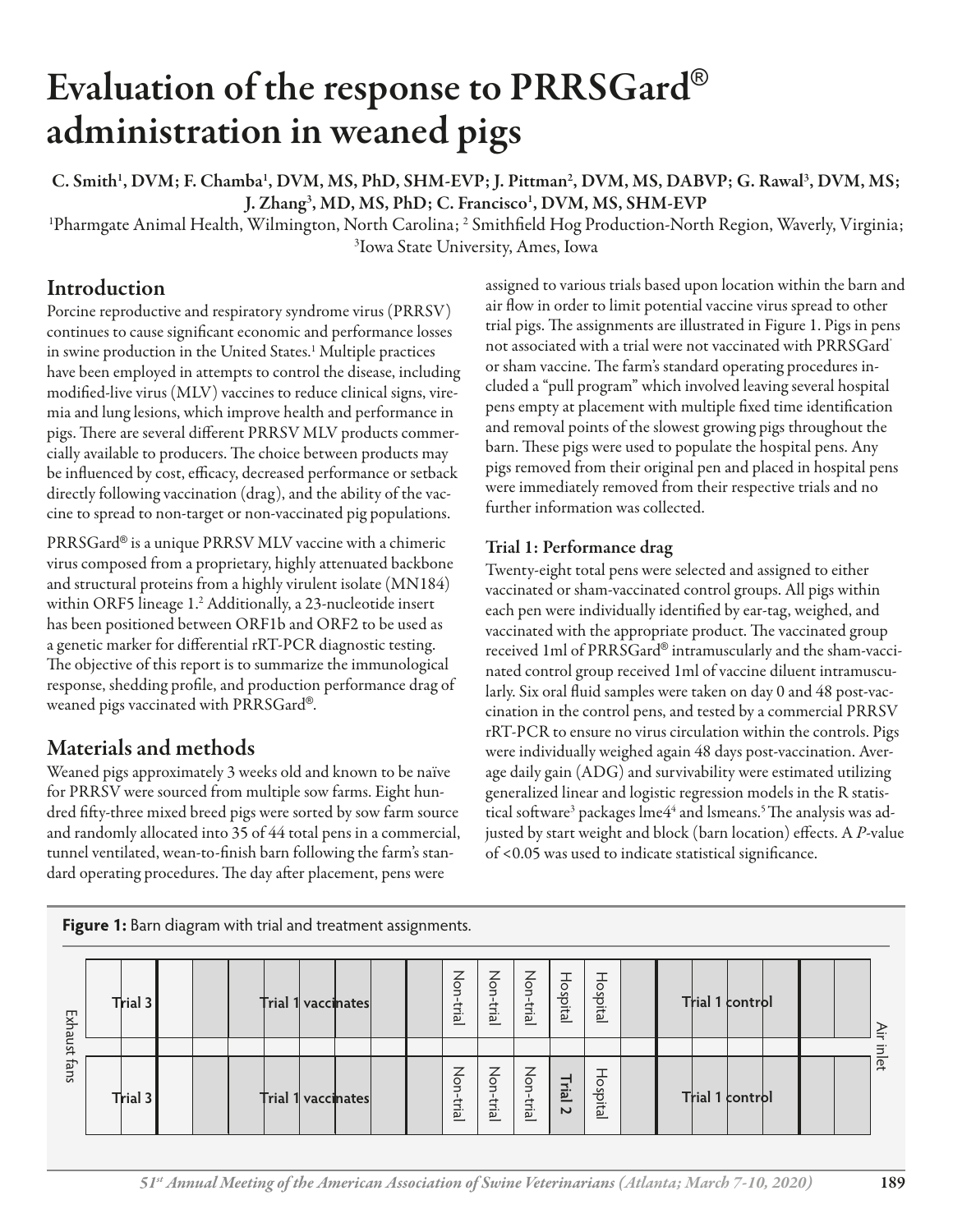# Evaluation of the response to PRRSGard® administration in weaned pigs

C. Smith[1], DVM; F. Chamba[1], DVM, MS, PhD, SHM-EVP; J. Pittman[2], DVM, MS, DABVP; G. Rawal[3], DVM, MS; J. Zhang[3], MD, MS, PhD; C. Francisco[1], DVM, MS, SHM-EVP

[1]Pharmgate Animal Health, Wilmington, North Carolina; [2] Smithfield Hog Production-North Region, Waverly, Virginia; [3]Iowa State University, Ames, Iowa

## Introduction

Porcine reproductive and respiratory syndrome virus (PRRSV) continues to cause significant economic and performance losses in swine production in the United States.[1] Multiple practices have been employed in attempts to control the disease, including modified-live virus (MLV) vaccines to reduce clinical signs, viremia and lung lesions, which improve health and performance in pigs. There are several different PRRSV MLV products commercially available to producers. The choice between products may be influenced by cost, efficacy, decreased performance or setback directly following vaccination (drag), and the ability of the vaccine to spread to non-target or non-vaccinated pig populations.

PRRSGard® is a unique PRRSV MLV vaccine with a chimeric virus composed from a proprietary, highly attenuated backbone and structural proteins from a highly virulent isolate (MN184) within ORF5 lineage 1.[2] Additionally, a 23-nucleotide insert has been positioned between ORF1b and ORF2 to be used as a genetic marker for differential rRT-PCR diagnostic testing. The objective of this report is to summarize the immunological response, shedding profile, and production performance drag of weaned pigs vaccinated with PRRSGard®.

## Materials and methods

Weaned pigs approximately 3 weeks old and known to be naïve for PRRSV were sourced from multiple sow farms. Eight hundred fifty-three mixed breed pigs were sorted by sow farm source and randomly allocated into 35 of 44 total pens in a commercial, tunnel ventilated, wean-to-finish barn following the farm's standard operating procedures. The day after placement, pens were assigned to various trials based upon location within the barn and air flow in order to limit potential vaccine virus spread to other trial pigs. The assignments are illustrated in Figure 1. Pigs in pens not associated with a trial were not vaccinated with PRRSGard® or sham vaccine. The farm's standard operating procedures included a "pull program" which involved leaving several hospital pens empty at placement with multiple fixed time identification and removal points of the slowest growing pigs throughout the barn. These pigs were used to populate the hospital pens. Any pigs removed from their original pen and placed in hospital pens were immediately removed from their respective trials and no further information was collected.

### Trial 1: Performance drag

Twenty-eight total pens were selected and assigned to either vaccinated or sham-vaccinated control groups. All pigs within each pen were individually identified by ear-tag, weighed, and vaccinated with the appropriate product. The vaccinated group received 1ml of PRRSGard® intramuscularly and the sham-vaccinated control group received 1ml of vaccine diluent intramuscularly. Six oral fluid samples were taken on day 0 and 48 post-vaccination in the control pens, and tested by a commercial PRRSV rRT-PCR to ensure no virus circulation within the controls. Pigs were individually weighed again 48 days post-vaccination. Average daily gain (ADG) and survivability were estimated utilizing generalized linear and logistic regression models in the R statistical software[3] packages lme4[4] and lsmeans.[5] The analysis was adjusted by start weight and block (barn location) effects. A $P$-value of <0.05 was used to indicate statistical significance.

**Figure 1:** Barn diagram with trial and treatment assignments.

| Exhaust fans | Trial 3 | | | | Trial 1 vaccinates | | | | | | Non-trial | Non-trial | Non-trial | Hospital | Hospital | | Trial 1 control | | | | | Air inlet |
|---|---|---|---|---|---|---|---|---|---|---|---|---|---|---|---|---|---|---|---|---|---|---|
| | Trial 3 | | | | Trial 1 vaccinates | | | | | | Non-trial | Non-trial | Non-trial | **Trial 2** | Hospital | | Trial 1 control | | | | | |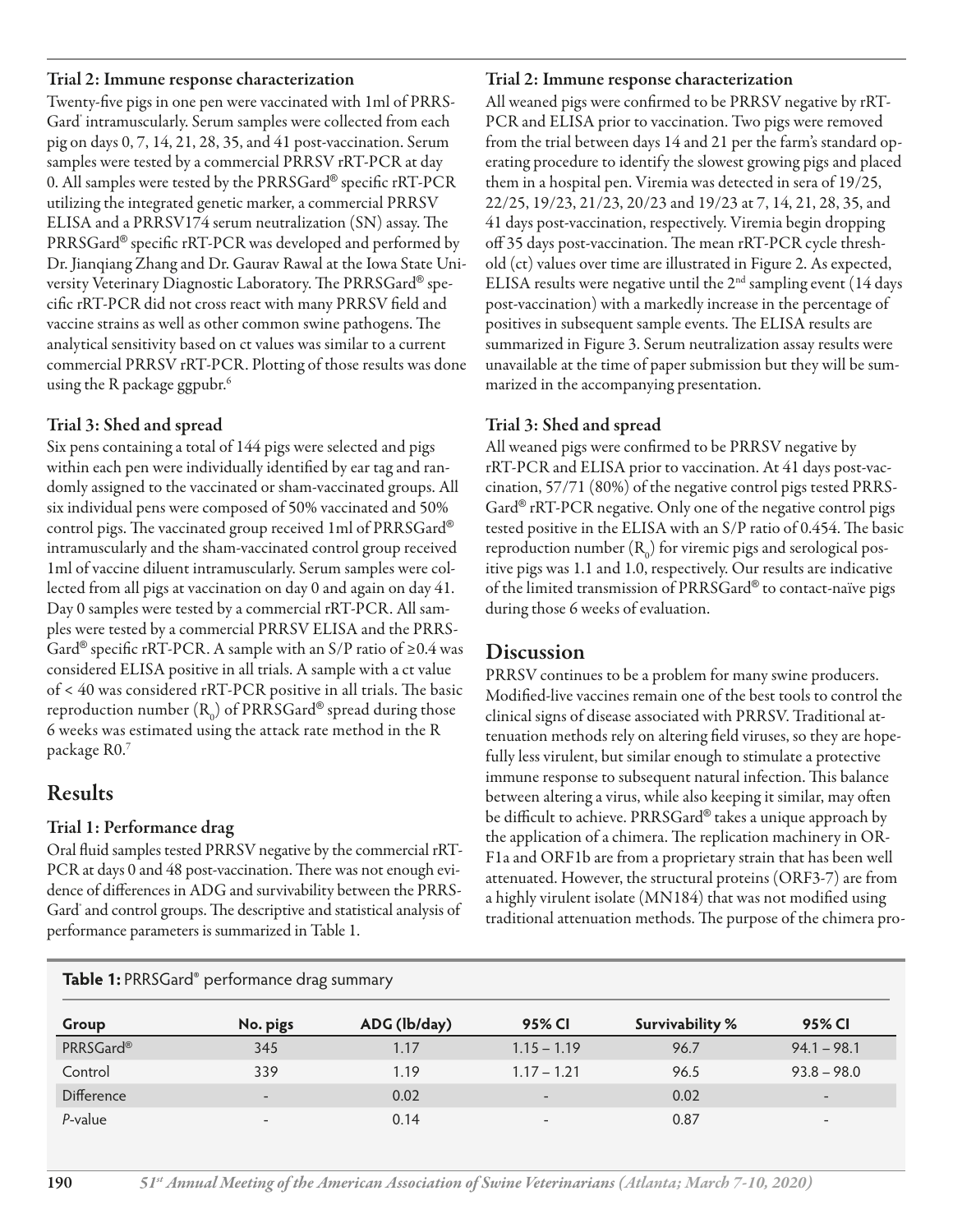### Trial 2: Immune response characterization

Twenty-five pigs in one pen were vaccinated with 1ml of PRRSGard® intramuscularly. Serum samples were collected from each pig on days 0, 7, 14, 21, 28, 35, and 41 post-vaccination. Serum samples were tested by a commercial PRRSV rRT-PCR at day 0. All samples were tested by the PRRSGard® specific rRT-PCR utilizing the integrated genetic marker, a commercial PRRSV ELISA and a PRRSV174 serum neutralization (SN) assay. The PRRSGard® specific rRT-PCR was developed and performed by Dr. Jianqiang Zhang and Dr. Gaurav Rawal at the Iowa State University Veterinary Diagnostic Laboratory. The PRRSGard® specific rRT-PCR did not cross react with many PRRSV field and vaccine strains as well as other common swine pathogens. The analytical sensitivity based on ct values was similar to a current commercial PRRSV rRT-PCR. Plotting of those results was done using the R package ggpubr.[6]

### Trial 3: Shed and spread

Six pens containing a total of 144 pigs were selected and pigs within each pen were individually identified by ear tag and randomly assigned to the vaccinated or sham-vaccinated groups. All six individual pens were composed of 50% vaccinated and 50% control pigs. The vaccinated group received 1ml of PRRSGard® intramuscularly and the sham-vaccinated control group received 1ml of vaccine diluent intramuscularly. Serum samples were collected from all pigs at vaccination on day 0 and again on day 41. Day 0 samples were tested by a commercial rRT-PCR. All samples were tested by a commercial PRRSV ELISA and the PRRSGard® specific rRT-PCR. A sample with an S/P ratio of ≥0.4 was considered ELISA positive in all trials. A sample with a ct value of < 40 was considered rRT-PCR positive in all trials. The basic reproduction number ($R_0$) of PRRSGard® spread during those 6 weeks was estimated using the attack rate method in the R package R0.[7]

## Results

### Trial 1: Performance drag

Oral fluid samples tested PRRSV negative by the commercial rRT-PCR at days 0 and 48 post-vaccination. There was not enough evidence of differences in ADG and survivability between the PRRSGard® and control groups. The descriptive and statistical analysis of performance parameters is summarized in Table 1.

### Trial 2: Immune response characterization

All weaned pigs were confirmed to be PRRSV negative by rRT-PCR and ELISA prior to vaccination. Two pigs were removed from the trial between days 14 and 21 per the farm's standard operating procedure to identify the slowest growing pigs and placed them in a hospital pen. Viremia was detected in sera of 19/25, 22/25, 19/23, 21/23, 20/23 and 19/23 at 7, 14, 21, 28, 35, and 41 days post-vaccination, respectively. Viremia begin dropping off 35 days post-vaccination. The mean rRT-PCR cycle threshold (ct) values over time are illustrated in Figure 2. As expected, ELISA results were negative until the 2nd sampling event (14 days post-vaccination) with a markedly increase in the percentage of positives in subsequent sample events. The ELISA results are summarized in Figure 3. Serum neutralization assay results were unavailable at the time of paper submission but they will be summarized in the accompanying presentation.

### Trial 3: Shed and spread

All weaned pigs were confirmed to be PRRSV negative by rRT-PCR and ELISA prior to vaccination. At 41 days post-vaccination, 57/71 (80%) of the negative control pigs tested PRRSGard® rRT-PCR negative. Only one of the negative control pigs tested positive in the ELISA with an S/P ratio of 0.454. The basic reproduction number ($R_0$) for viremic pigs and serological positive pigs was 1.1 and 1.0, respectively. Our results are indicative of the limited transmission of PRRSGard® to contact-naïve pigs during those 6 weeks of evaluation.

## Discussion

PRRSV continues to be a problem for many swine producers. Modified-live vaccines remain one of the best tools to control the clinical signs of disease associated with PRRSV. Traditional attenuation methods rely on altering field viruses, so they are hopefully less virulent, but similar enough to stimulate a protective immune response to subsequent natural infection. This balance between altering a virus, while also keeping it similar, may often be difficult to achieve. PRRSGard® takes a unique approach by the application of a chimera. The replication machinery in ORF1a and ORF1b are from a proprietary strain that has been well attenuated. However, the structural proteins (ORF3-7) are from a highly virulent isolate (MN184) that was not modified using traditional attenuation methods. The purpose of the chimera pro-

**Table 1:** PRRSGard® performance drag summary

| Group | No. pigs | ADG (lb/day) | 95% CI | Survivability % | 95% CI |
|---|---|---|---|---|---|
| PRRSGard® | 345 | 1.17 | 1.15 – 1.19 | 96.7 | 94.1 – 98.1 |
| Control | 339 | 1.19 | 1.17 – 1.21 | 96.5 | 93.8 – 98.0 |
| Difference | - | 0.02 | - | 0.02 | - |
| *P*-value | - | 0.14 | - | 0.87 | - |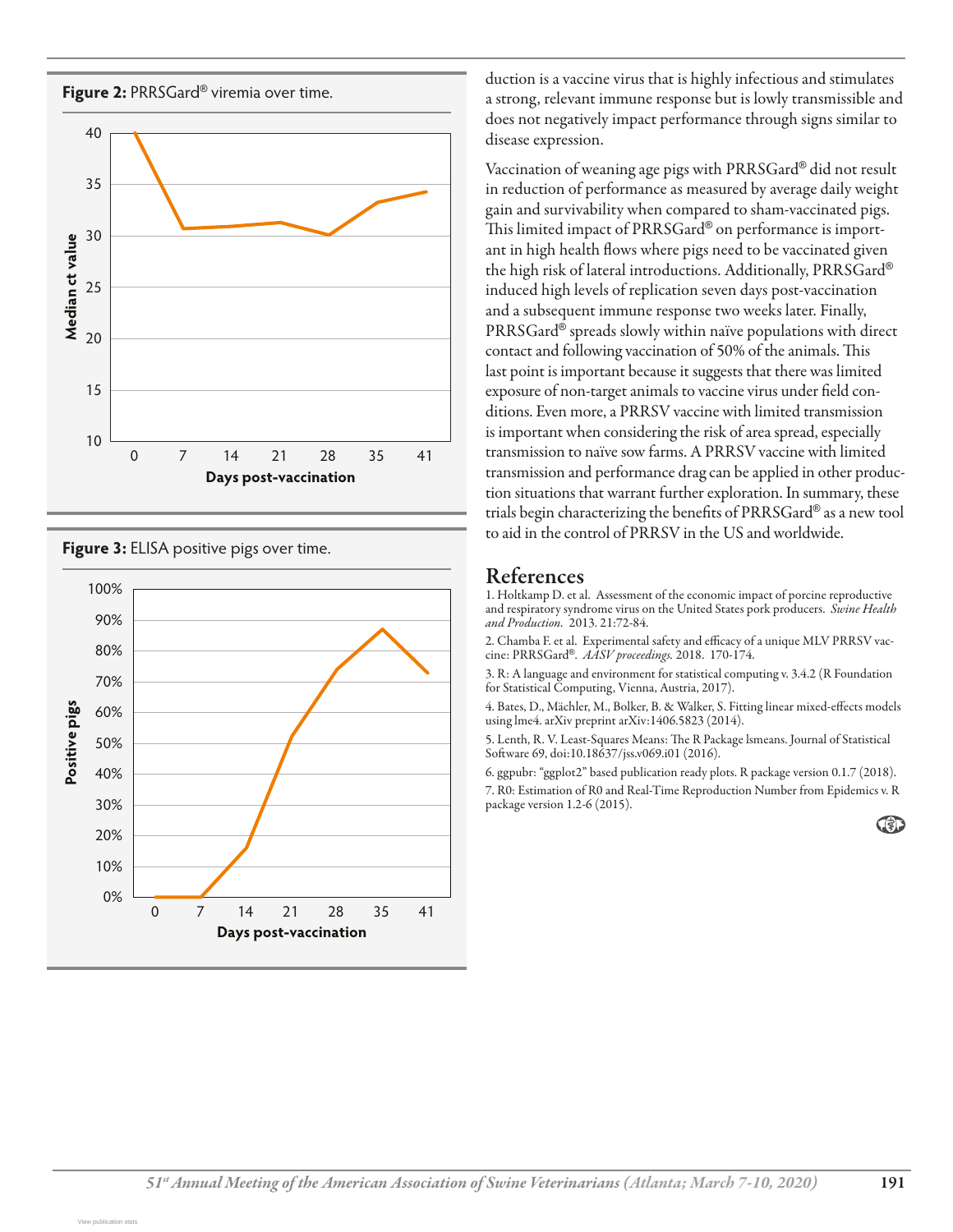**Figure 2:** PRRSGard® viremia over time.

Median ct value

40
35
30
25
20
15
10

0 7 14 21 28 35 41

Days post-vaccination

**Figure 3:** ELISA positive pigs over time.

Positive pigs

100%
90%
80%
70%
60%
50%
40%
30%
20%
10%
0%

0 7 14 21 28 35 41

Days post-vaccination

duction is a vaccine virus that is highly infectious and stimulates a strong, relevant immune response but is lowly transmissible and does not negatively impact performance through signs similar to disease expression.

Vaccination of weaning age pigs with PRRSGard® did not result in reduction of performance as measured by average daily weight gain and survivability when compared to sham-vaccinated pigs. This limited impact of PRRSGard® on performance is important in high health flows where pigs need to be vaccinated given the high risk of lateral introductions. Additionally, PRRSGard® induced high levels of replication seven days post-vaccination and a subsequent immune response two weeks later. Finally, PRRSGard® spreads slowly within naïve populations with direct contact and following vaccination of 50% of the animals. This last point is important because it suggests that there was limited exposure of non-target animals to vaccine virus under field conditions. Even more, a PRRSV vaccine with limited transmission is important when considering the risk of area spread, especially transmission to naïve sow farms. A PRRSV vaccine with limited transmission and performance drag can be applied in other production situations that warrant further exploration. In summary, these trials begin characterizing the benefits of PRRSGard® as a new tool to aid in the control of PRRSV in the US and worldwide.

## References

1. Holtkamp D. et al. Assessment of the economic impact of porcine reproductive and respiratory syndrome virus on the United States pork producers. *Swine Health and Production.* 2013. 21:72-84.

2. Chamba F. et al. Experimental safety and efficacy of a unique MLV PRRSV vaccine: PRRSGard®. *AASV proceedings.* 2018. 170-174.

3. R: A language and environment for statistical computing v. 3.4.2 (R Foundation for Statistical Computing, Vienna, Austria, 2017).

4. Bates, D., Mächler, M., Bolker, B. & Walker, S. Fitting linear mixed-effects models using lme4. arXiv preprint arXiv:1406.5823 (2014).

5. Lenth, R. V. Least-Squares Means: The R Package lsmeans. Journal of Statistical Software 69, doi:10.18637/jss.v069.i01 (2016).

6. ggpubr: "ggplot2" based publication ready plots. R package version 0.1.7 (2018).

7. R0: Estimation of R0 and Real-Time Reproduction Number from Epidemics v. R package version 1.2-6 (2015).